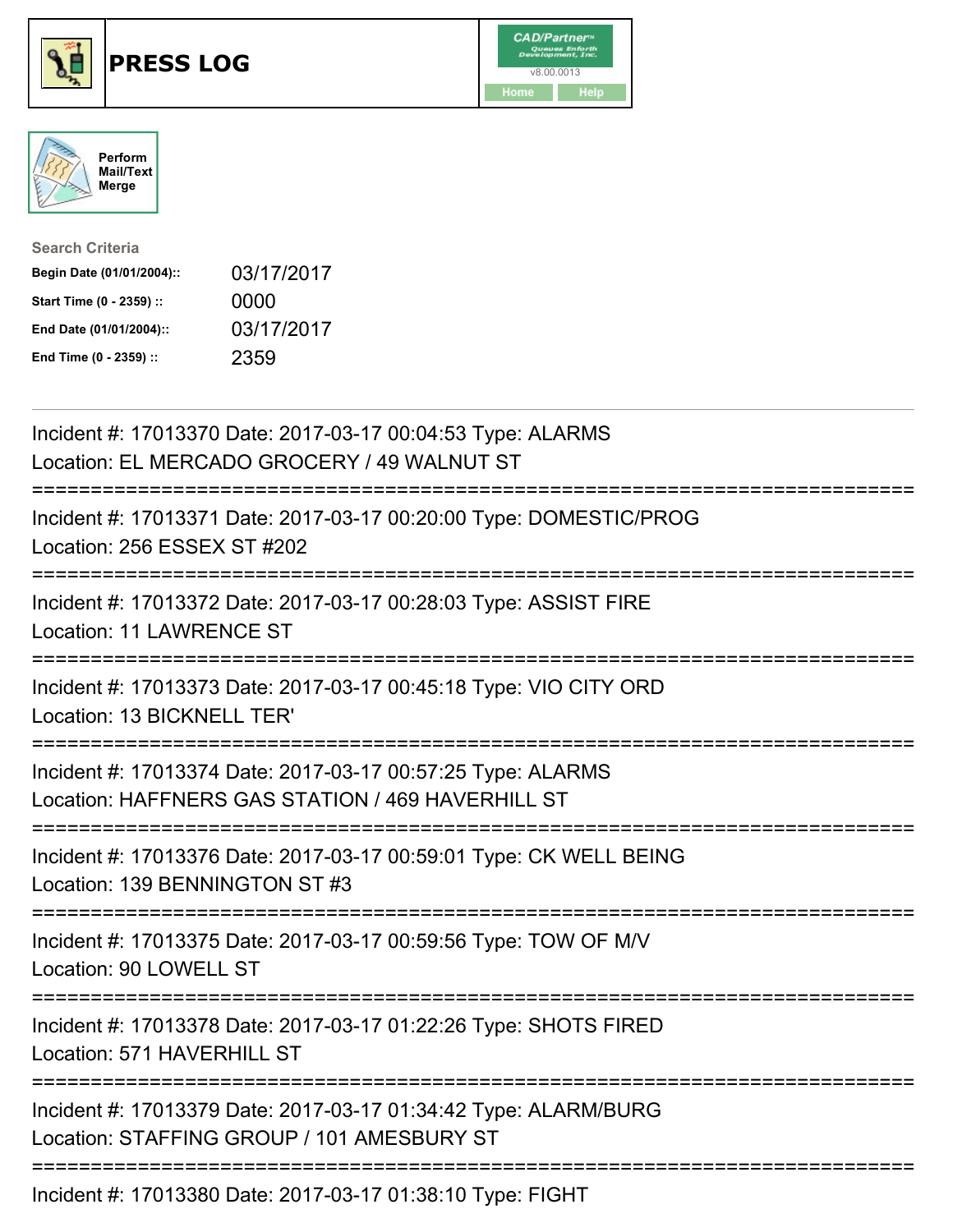# PRESS LOG

CAD/Partner™
v8.00.0013
Home Help

Perform Mail/Text Merge

**Search Criteria**

| | |
|---|---|
| **Begin Date (01/01/2004)::** | 03/17/2017 |
| **Start Time (0 - 2359) ::** | 0000 |
| **End Date (01/01/2004)::** | 03/17/2017 |
| **End Time (0 - 2359) ::** | 2359 |

---

Incident #: 17013370 Date: 2017-03-17 00:04:53 Type: ALARMS
Location: EL MERCADO GROCERY / 49 WALNUT ST

===========================================================================

Incident #: 17013371 Date: 2017-03-17 00:20:00 Type: DOMESTIC/PROG
Location: 256 ESSEX ST #202

===========================================================================

Incident #: 17013372 Date: 2017-03-17 00:28:03 Type: ASSIST FIRE
Location: 11 LAWRENCE ST

===========================================================================

Incident #: 17013373 Date: 2017-03-17 00:45:18 Type: VIO CITY ORD
Location: 13 BICKNELL TER'

===========================================================================

Incident #: 17013374 Date: 2017-03-17 00:57:25 Type: ALARMS
Location: HAFFNERS GAS STATION / 469 HAVERHILL ST

===========================================================================

Incident #: 17013376 Date: 2017-03-17 00:59:01 Type: CK WELL BEING
Location: 139 BENNINGTON ST #3

===========================================================================

Incident #: 17013375 Date: 2017-03-17 00:59:56 Type: TOW OF M/V
Location: 90 LOWELL ST

===========================================================================

Incident #: 17013378 Date: 2017-03-17 01:22:26 Type: SHOTS FIRED
Location: 571 HAVERHILL ST

===========================================================================

Incident #: 17013379 Date: 2017-03-17 01:34:42 Type: ALARM/BURG
Location: STAFFING GROUP / 101 AMESBURY ST

===========================================================================

Incident #: 17013380 Date: 2017-03-17 01:38:10 Type: FIGHT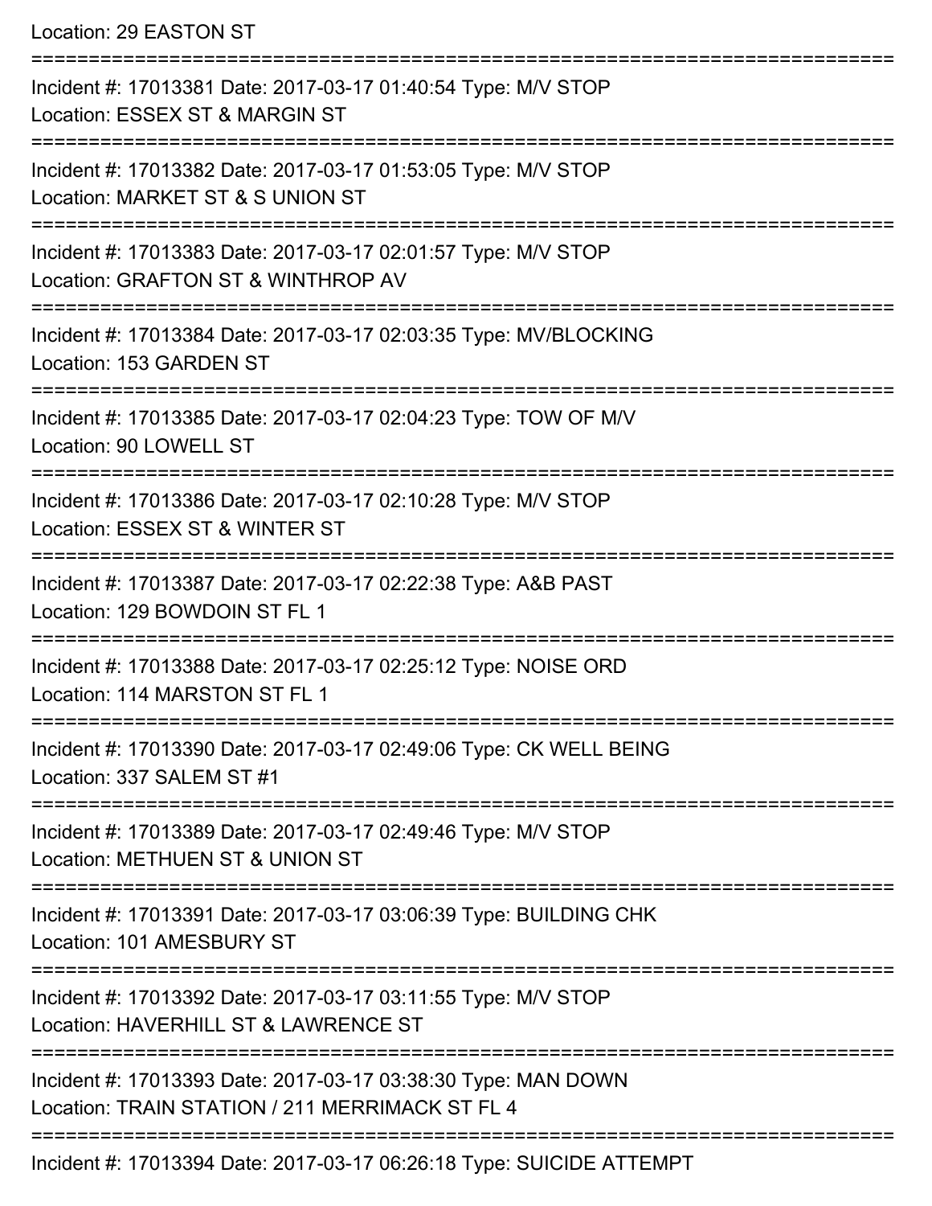Location: 29 EASTON ST

===========================================================================

Incident #: 17013381 Date: 2017-03-17 01:40:54 Type: M/V STOP
Location: ESSEX ST & MARGIN ST

===========================================================================

Incident #: 17013382 Date: 2017-03-17 01:53:05 Type: M/V STOP
Location: MARKET ST & S UNION ST

===========================================================================

Incident #: 17013383 Date: 2017-03-17 02:01:57 Type: M/V STOP
Location: GRAFTON ST & WINTHROP AV

===========================================================================

Incident #: 17013384 Date: 2017-03-17 02:03:35 Type: MV/BLOCKING
Location: 153 GARDEN ST

===========================================================================

Incident #: 17013385 Date: 2017-03-17 02:04:23 Type: TOW OF M/V
Location: 90 LOWELL ST

===========================================================================

Incident #: 17013386 Date: 2017-03-17 02:10:28 Type: M/V STOP
Location: ESSEX ST & WINTER ST

===========================================================================

Incident #: 17013387 Date: 2017-03-17 02:22:38 Type: A&B PAST
Location: 129 BOWDOIN ST FL 1

===========================================================================

Incident #: 17013388 Date: 2017-03-17 02:25:12 Type: NOISE ORD
Location: 114 MARSTON ST FL 1

===========================================================================

Incident #: 17013390 Date: 2017-03-17 02:49:06 Type: CK WELL BEING
Location: 337 SALEM ST #1

===========================================================================

Incident #: 17013389 Date: 2017-03-17 02:49:46 Type: M/V STOP
Location: METHUEN ST & UNION ST

===========================================================================

Incident #: 17013391 Date: 2017-03-17 03:06:39 Type: BUILDING CHK
Location: 101 AMESBURY ST

===========================================================================

Incident #: 17013392 Date: 2017-03-17 03:11:55 Type: M/V STOP
Location: HAVERHILL ST & LAWRENCE ST

===========================================================================

Incident #: 17013393 Date: 2017-03-17 03:38:30 Type: MAN DOWN
Location: TRAIN STATION / 211 MERRIMACK ST FL 4

===========================================================================

Incident #: 17013394 Date: 2017-03-17 06:26:18 Type: SUICIDE ATTEMPT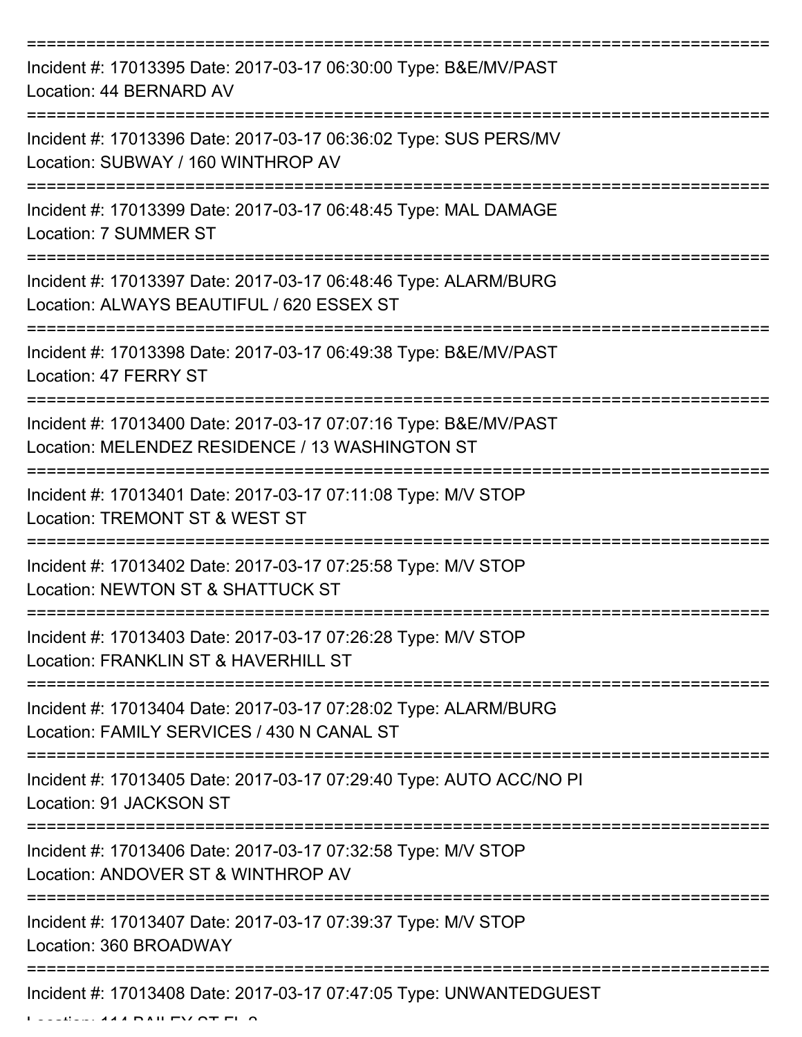===========================================================================

Incident #: 17013395 Date: 2017-03-17 06:30:00 Type: B&E/MV/PAST
Location: 44 BERNARD AV

===========================================================================

Incident #: 17013396 Date: 2017-03-17 06:36:02 Type: SUS PERS/MV
Location: SUBWAY / 160 WINTHROP AV

===========================================================================

Incident #: 17013399 Date: 2017-03-17 06:48:45 Type: MAL DAMAGE
Location: 7 SUMMER ST

===========================================================================

Incident #: 17013397 Date: 2017-03-17 06:48:46 Type: ALARM/BURG
Location: ALWAYS BEAUTIFUL / 620 ESSEX ST

===========================================================================

Incident #: 17013398 Date: 2017-03-17 06:49:38 Type: B&E/MV/PAST
Location: 47 FERRY ST

===========================================================================

Incident #: 17013400 Date: 2017-03-17 07:07:16 Type: B&E/MV/PAST
Location: MELENDEZ RESIDENCE / 13 WASHINGTON ST

===========================================================================

Incident #: 17013401 Date: 2017-03-17 07:11:08 Type: M/V STOP
Location: TREMONT ST & WEST ST

===========================================================================

Incident #: 17013402 Date: 2017-03-17 07:25:58 Type: M/V STOP
Location: NEWTON ST & SHATTUCK ST

===========================================================================

Incident #: 17013403 Date: 2017-03-17 07:26:28 Type: M/V STOP
Location: FRANKLIN ST & HAVERHILL ST

===========================================================================

Incident #: 17013404 Date: 2017-03-17 07:28:02 Type: ALARM/BURG
Location: FAMILY SERVICES / 430 N CANAL ST

===========================================================================

Incident #: 17013405 Date: 2017-03-17 07:29:40 Type: AUTO ACC/NO PI
Location: 91 JACKSON ST

===========================================================================

Incident #: 17013406 Date: 2017-03-17 07:32:58 Type: M/V STOP
Location: ANDOVER ST & WINTHROP AV

===========================================================================

Incident #: 17013407 Date: 2017-03-17 07:39:37 Type: M/V STOP
Location: 360 BROADWAY

===========================================================================

Incident #: 17013408 Date: 2017-03-17 07:47:05 Type: UNWANTEDGUEST
Location: 114 BAILEY ST FL 2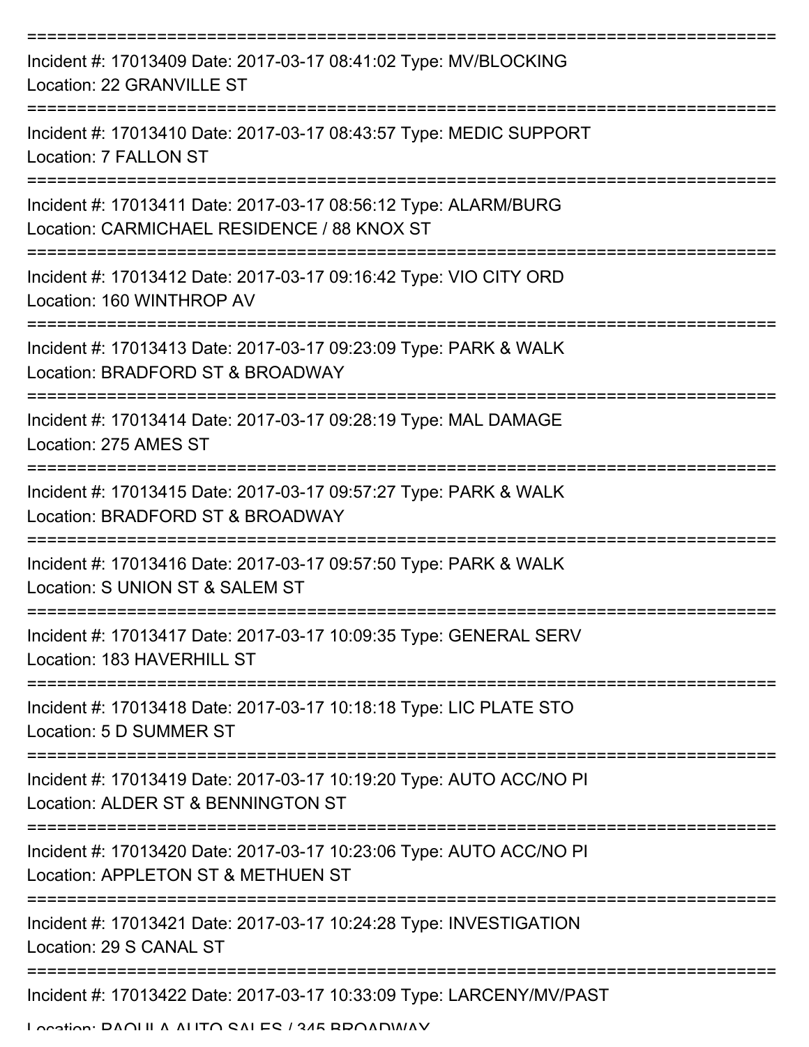==============================================================================

Incident #: 17013409 Date: 2017-03-17 08:41:02 Type: MV/BLOCKING
Location: 22 GRANVILLE ST

==============================================================================

Incident #: 17013410 Date: 2017-03-17 08:43:57 Type: MEDIC SUPPORT
Location: 7 FALLON ST

==============================================================================

Incident #: 17013411 Date: 2017-03-17 08:56:12 Type: ALARM/BURG
Location: CARMICHAEL RESIDENCE / 88 KNOX ST

==============================================================================

Incident #: 17013412 Date: 2017-03-17 09:16:42 Type: VIO CITY ORD
Location: 160 WINTHROP AV

==============================================================================

Incident #: 17013413 Date: 2017-03-17 09:23:09 Type: PARK & WALK
Location: BRADFORD ST & BROADWAY

==============================================================================

Incident #: 17013414 Date: 2017-03-17 09:28:19 Type: MAL DAMAGE
Location: 275 AMES ST

==============================================================================

Incident #: 17013415 Date: 2017-03-17 09:57:27 Type: PARK & WALK
Location: BRADFORD ST & BROADWAY

==============================================================================

Incident #: 17013416 Date: 2017-03-17 09:57:50 Type: PARK & WALK
Location: S UNION ST & SALEM ST

==============================================================================

Incident #: 17013417 Date: 2017-03-17 10:09:35 Type: GENERAL SERV
Location: 183 HAVERHILL ST

==============================================================================

Incident #: 17013418 Date: 2017-03-17 10:18:18 Type: LIC PLATE STO
Location: 5 D SUMMER ST

==============================================================================

Incident #: 17013419 Date: 2017-03-17 10:19:20 Type: AUTO ACC/NO PI
Location: ALDER ST & BENNINGTON ST

==============================================================================

Incident #: 17013420 Date: 2017-03-17 10:23:06 Type: AUTO ACC/NO PI
Location: APPLETON ST & METHUEN ST

==============================================================================

Incident #: 17013421 Date: 2017-03-17 10:24:28 Type: INVESTIGATION
Location: 29 S CANAL ST

==============================================================================

Incident #: 17013422 Date: 2017-03-17 10:33:09 Type: LARCENY/MV/PAST
Location: PAQUILA AUTO SALES / 345 BROADWAY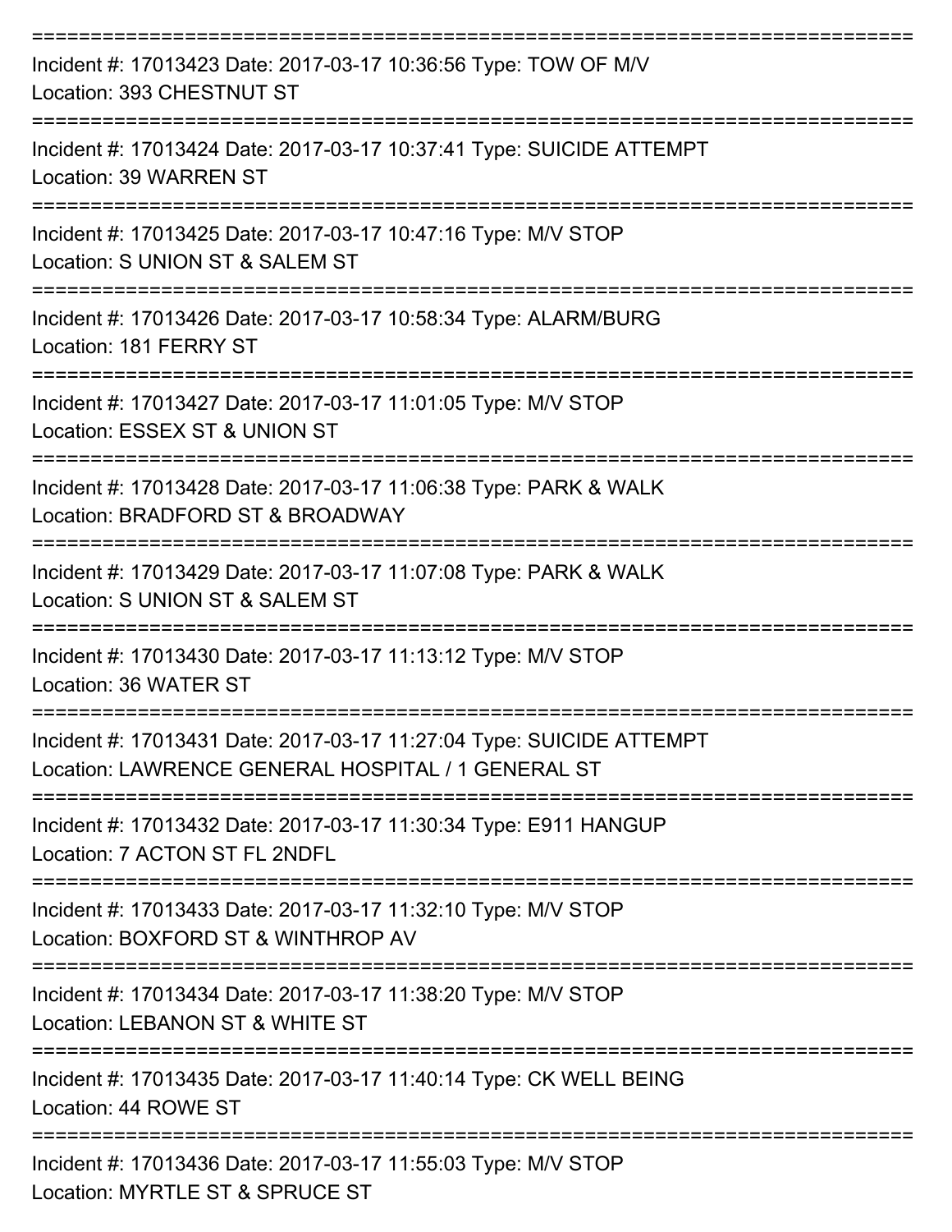===========================================================================

Incident #: 17013423 Date: 2017-03-17 10:36:56 Type: TOW OF M/V
Location: 393 CHESTNUT ST

===========================================================================

Incident #: 17013424 Date: 2017-03-17 10:37:41 Type: SUICIDE ATTEMPT
Location: 39 WARREN ST

===========================================================================

Incident #: 17013425 Date: 2017-03-17 10:47:16 Type: M/V STOP
Location: S UNION ST & SALEM ST

===========================================================================

Incident #: 17013426 Date: 2017-03-17 10:58:34 Type: ALARM/BURG
Location: 181 FERRY ST

===========================================================================

Incident #: 17013427 Date: 2017-03-17 11:01:05 Type: M/V STOP
Location: ESSEX ST & UNION ST

===========================================================================

Incident #: 17013428 Date: 2017-03-17 11:06:38 Type: PARK & WALK
Location: BRADFORD ST & BROADWAY

===========================================================================

Incident #: 17013429 Date: 2017-03-17 11:07:08 Type: PARK & WALK
Location: S UNION ST & SALEM ST

===========================================================================

Incident #: 17013430 Date: 2017-03-17 11:13:12 Type: M/V STOP
Location: 36 WATER ST

===========================================================================

Incident #: 17013431 Date: 2017-03-17 11:27:04 Type: SUICIDE ATTEMPT
Location: LAWRENCE GENERAL HOSPITAL / 1 GENERAL ST

===========================================================================

Incident #: 17013432 Date: 2017-03-17 11:30:34 Type: E911 HANGUP
Location: 7 ACTON ST FL 2NDFL

===========================================================================

Incident #: 17013433 Date: 2017-03-17 11:32:10 Type: M/V STOP
Location: BOXFORD ST & WINTHROP AV

===========================================================================

Incident #: 17013434 Date: 2017-03-17 11:38:20 Type: M/V STOP
Location: LEBANON ST & WHITE ST

===========================================================================

Incident #: 17013435 Date: 2017-03-17 11:40:14 Type: CK WELL BEING
Location: 44 ROWE ST

===========================================================================

Incident #: 17013436 Date: 2017-03-17 11:55:03 Type: M/V STOP
Location: MYRTLE ST & SPRUCE ST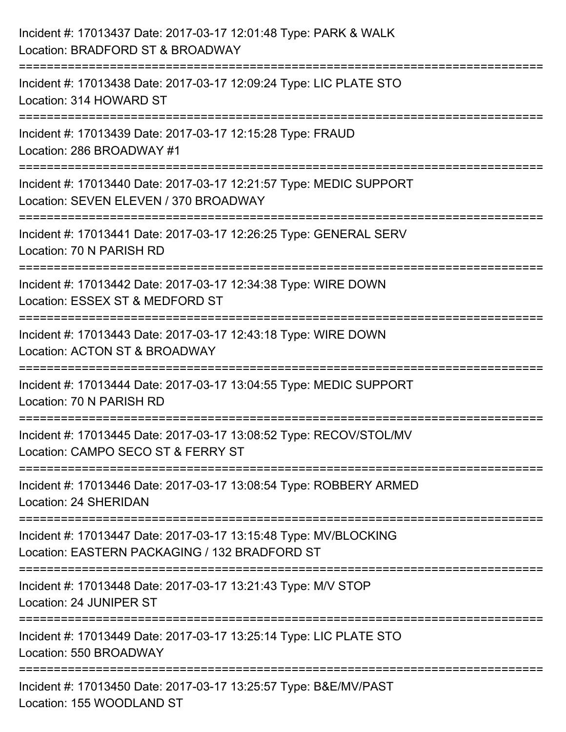Incident #: 17013437 Date: 2017-03-17 12:01:48 Type: PARK & WALK
Location: BRADFORD ST & BROADWAY

===========================================================================

Incident #: 17013438 Date: 2017-03-17 12:09:24 Type: LIC PLATE STO
Location: 314 HOWARD ST

===========================================================================

Incident #: 17013439 Date: 2017-03-17 12:15:28 Type: FRAUD
Location: 286 BROADWAY #1

===========================================================================

Incident #: 17013440 Date: 2017-03-17 12:21:57 Type: MEDIC SUPPORT
Location: SEVEN ELEVEN / 370 BROADWAY

===========================================================================

Incident #: 17013441 Date: 2017-03-17 12:26:25 Type: GENERAL SERV
Location: 70 N PARISH RD

===========================================================================

Incident #: 17013442 Date: 2017-03-17 12:34:38 Type: WIRE DOWN
Location: ESSEX ST & MEDFORD ST

===========================================================================

Incident #: 17013443 Date: 2017-03-17 12:43:18 Type: WIRE DOWN
Location: ACTON ST & BROADWAY

===========================================================================

Incident #: 17013444 Date: 2017-03-17 13:04:55 Type: MEDIC SUPPORT
Location: 70 N PARISH RD

===========================================================================

Incident #: 17013445 Date: 2017-03-17 13:08:52 Type: RECOV/STOL/MV
Location: CAMPO SECO ST & FERRY ST

===========================================================================

Incident #: 17013446 Date: 2017-03-17 13:08:54 Type: ROBBERY ARMED
Location: 24 SHERIDAN

===========================================================================

Incident #: 17013447 Date: 2017-03-17 13:15:48 Type: MV/BLOCKING
Location: EASTERN PACKAGING / 132 BRADFORD ST

===========================================================================

Incident #: 17013448 Date: 2017-03-17 13:21:43 Type: M/V STOP
Location: 24 JUNIPER ST

===========================================================================

Incident #: 17013449 Date: 2017-03-17 13:25:14 Type: LIC PLATE STO
Location: 550 BROADWAY

===========================================================================

Incident #: 17013450 Date: 2017-03-17 13:25:57 Type: B&E/MV/PAST
Location: 155 WOODLAND ST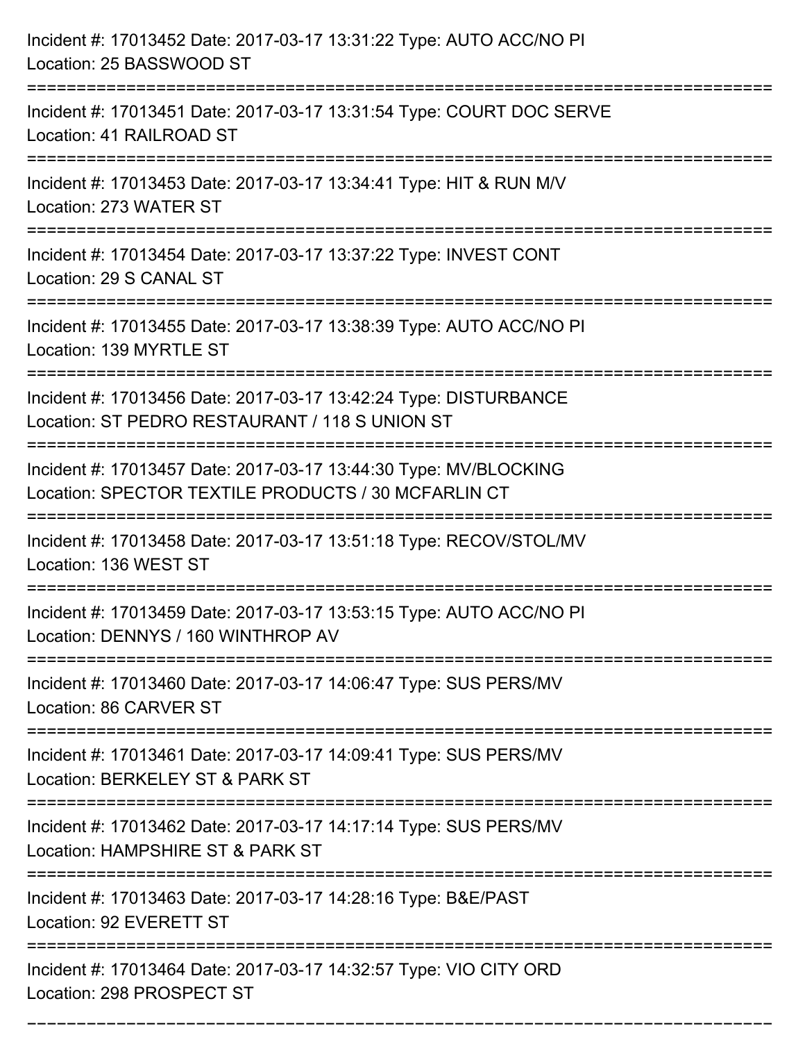Incident #: 17013452 Date: 2017-03-17 13:31:22 Type: AUTO ACC/NO PI
Location: 25 BASSWOOD ST

===========================================================================

Incident #: 17013451 Date: 2017-03-17 13:31:54 Type: COURT DOC SERVE
Location: 41 RAILROAD ST

===========================================================================

Incident #: 17013453 Date: 2017-03-17 13:34:41 Type: HIT & RUN M/V
Location: 273 WATER ST

===========================================================================

Incident #: 17013454 Date: 2017-03-17 13:37:22 Type: INVEST CONT
Location: 29 S CANAL ST

===========================================================================

Incident #: 17013455 Date: 2017-03-17 13:38:39 Type: AUTO ACC/NO PI
Location: 139 MYRTLE ST

===========================================================================

Incident #: 17013456 Date: 2017-03-17 13:42:24 Type: DISTURBANCE
Location: ST PEDRO RESTAURANT / 118 S UNION ST

===========================================================================

Incident #: 17013457 Date: 2017-03-17 13:44:30 Type: MV/BLOCKING
Location: SPECTOR TEXTILE PRODUCTS / 30 MCFARLIN CT

===========================================================================

Incident #: 17013458 Date: 2017-03-17 13:51:18 Type: RECOV/STOL/MV
Location: 136 WEST ST

===========================================================================

Incident #: 17013459 Date: 2017-03-17 13:53:15 Type: AUTO ACC/NO PI
Location: DENNYS / 160 WINTHROP AV

===========================================================================

Incident #: 17013460 Date: 2017-03-17 14:06:47 Type: SUS PERS/MV
Location: 86 CARVER ST

===========================================================================

Incident #: 17013461 Date: 2017-03-17 14:09:41 Type: SUS PERS/MV
Location: BERKELEY ST & PARK ST

===========================================================================

Incident #: 17013462 Date: 2017-03-17 14:17:14 Type: SUS PERS/MV
Location: HAMPSHIRE ST & PARK ST

===========================================================================

Incident #: 17013463 Date: 2017-03-17 14:28:16 Type: B&E/PAST
Location: 92 EVERETT ST

===========================================================================

Incident #: 17013464 Date: 2017-03-17 14:32:57 Type: VIO CITY ORD
Location: 298 PROSPECT ST

===========================================================================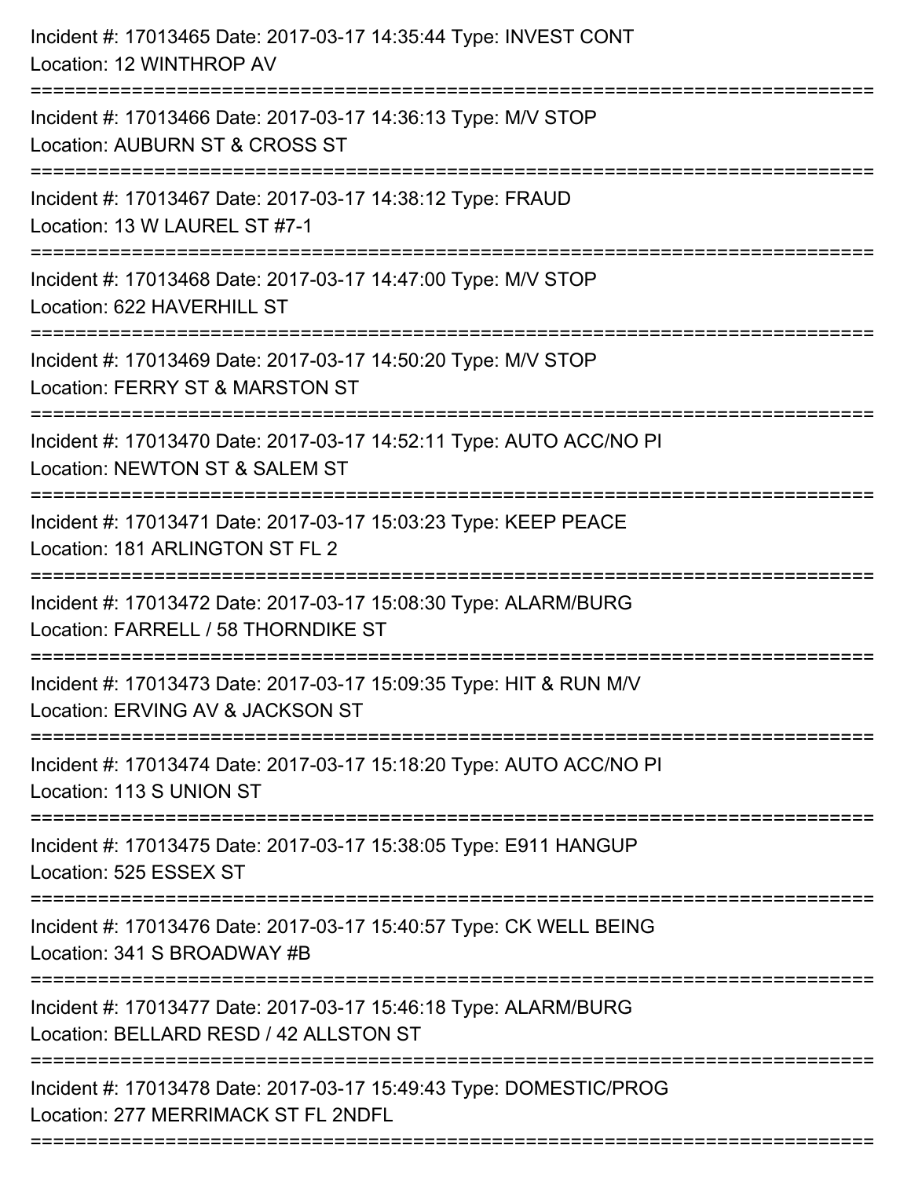Incident #: 17013465 Date: 2017-03-17 14:35:44 Type: INVEST CONT
Location: 12 WINTHROP AV

===========================================================================

Incident #: 17013466 Date: 2017-03-17 14:36:13 Type: M/V STOP
Location: AUBURN ST & CROSS ST

===========================================================================

Incident #: 17013467 Date: 2017-03-17 14:38:12 Type: FRAUD
Location: 13 W LAUREL ST #7-1

===========================================================================

Incident #: 17013468 Date: 2017-03-17 14:47:00 Type: M/V STOP
Location: 622 HAVERHILL ST

===========================================================================

Incident #: 17013469 Date: 2017-03-17 14:50:20 Type: M/V STOP
Location: FERRY ST & MARSTON ST

===========================================================================

Incident #: 17013470 Date: 2017-03-17 14:52:11 Type: AUTO ACC/NO PI
Location: NEWTON ST & SALEM ST

===========================================================================

Incident #: 17013471 Date: 2017-03-17 15:03:23 Type: KEEP PEACE
Location: 181 ARLINGTON ST FL 2

===========================================================================

Incident #: 17013472 Date: 2017-03-17 15:08:30 Type: ALARM/BURG
Location: FARRELL / 58 THORNDIKE ST

===========================================================================

Incident #: 17013473 Date: 2017-03-17 15:09:35 Type: HIT & RUN M/V
Location: ERVING AV & JACKSON ST

===========================================================================

Incident #: 17013474 Date: 2017-03-17 15:18:20 Type: AUTO ACC/NO PI
Location: 113 S UNION ST

===========================================================================

Incident #: 17013475 Date: 2017-03-17 15:38:05 Type: E911 HANGUP
Location: 525 ESSEX ST

===========================================================================

Incident #: 17013476 Date: 2017-03-17 15:40:57 Type: CK WELL BEING
Location: 341 S BROADWAY #B

===========================================================================

Incident #: 17013477 Date: 2017-03-17 15:46:18 Type: ALARM/BURG
Location: BELLARD RESD / 42 ALLSTON ST

===========================================================================

Incident #: 17013478 Date: 2017-03-17 15:49:43 Type: DOMESTIC/PROG
Location: 277 MERRIMACK ST FL 2NDFL

===========================================================================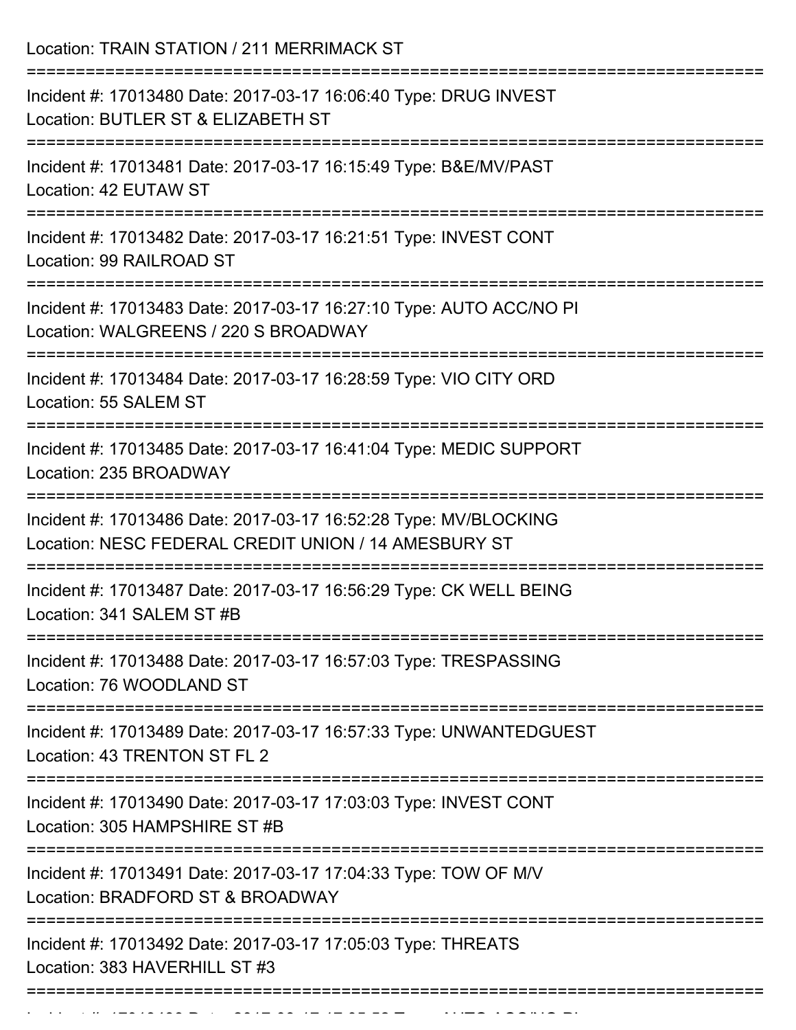Location: TRAIN STATION / 211 MERRIMACK ST

===========================================================================

Incident #: 17013480 Date: 2017-03-17 16:06:40 Type: DRUG INVEST
Location: BUTLER ST & ELIZABETH ST

===========================================================================

Incident #: 17013481 Date: 2017-03-17 16:15:49 Type: B&E/MV/PAST
Location: 42 EUTAW ST

===========================================================================

Incident #: 17013482 Date: 2017-03-17 16:21:51 Type: INVEST CONT
Location: 99 RAILROAD ST

===========================================================================

Incident #: 17013483 Date: 2017-03-17 16:27:10 Type: AUTO ACC/NO PI
Location: WALGREENS / 220 S BROADWAY

===========================================================================

Incident #: 17013484 Date: 2017-03-17 16:28:59 Type: VIO CITY ORD
Location: 55 SALEM ST

===========================================================================

Incident #: 17013485 Date: 2017-03-17 16:41:04 Type: MEDIC SUPPORT
Location: 235 BROADWAY

===========================================================================

Incident #: 17013486 Date: 2017-03-17 16:52:28 Type: MV/BLOCKING
Location: NESC FEDERAL CREDIT UNION / 14 AMESBURY ST

===========================================================================

Incident #: 17013487 Date: 2017-03-17 16:56:29 Type: CK WELL BEING
Location: 341 SALEM ST #B

===========================================================================

Incident #: 17013488 Date: 2017-03-17 16:57:03 Type: TRESPASSING
Location: 76 WOODLAND ST

===========================================================================

Incident #: 17013489 Date: 2017-03-17 16:57:33 Type: UNWANTEDGUEST
Location: 43 TRENTON ST FL 2

===========================================================================

Incident #: 17013490 Date: 2017-03-17 17:03:03 Type: INVEST CONT
Location: 305 HAMPSHIRE ST #B

===========================================================================

Incident #: 17013491 Date: 2017-03-17 17:04:33 Type: TOW OF M/V
Location: BRADFORD ST & BROADWAY

===========================================================================

Incident #: 17013492 Date: 2017-03-17 17:05:03 Type: THREATS
Location: 383 HAVERHILL ST #3

===========================================================================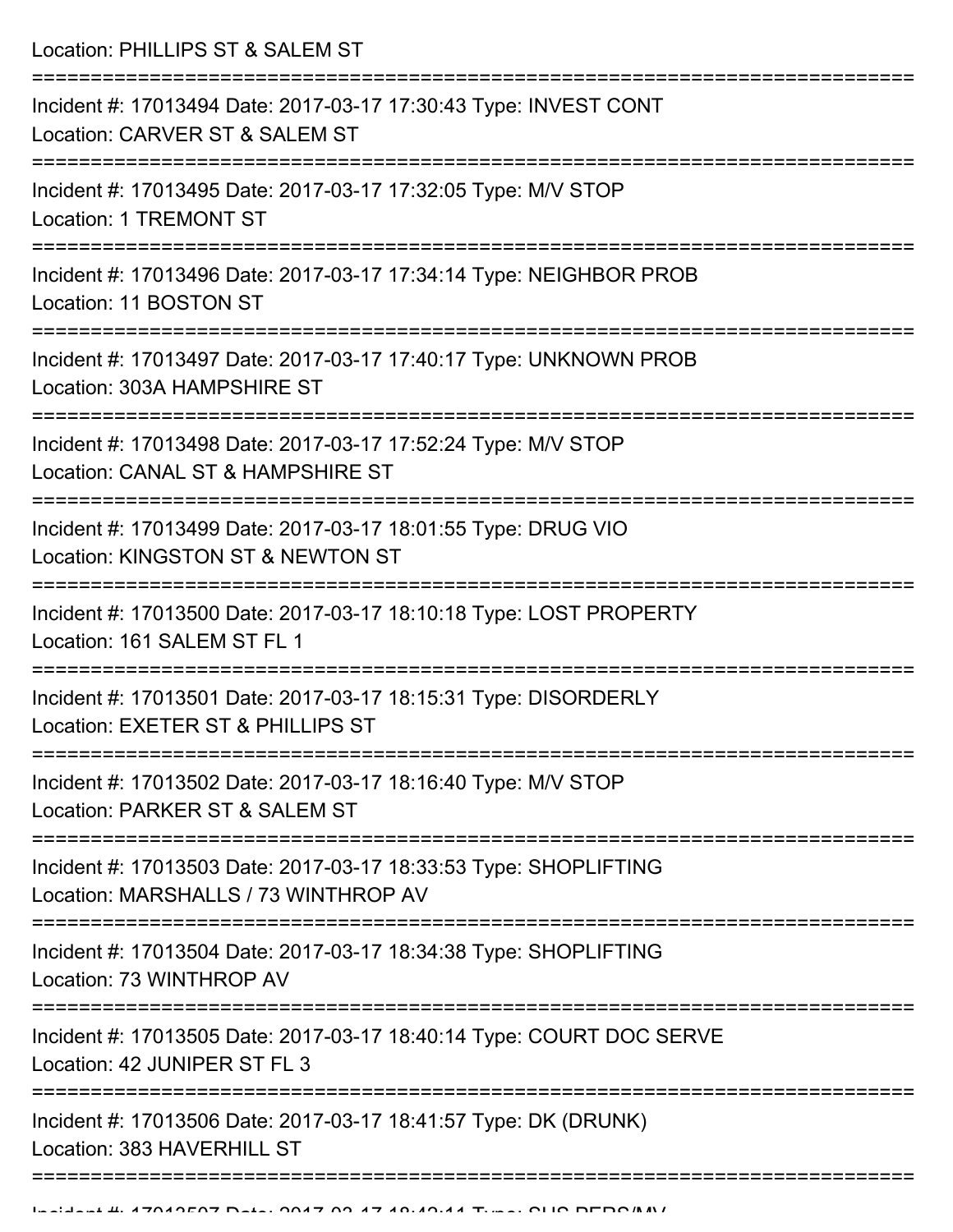Location: PHILLIPS ST & SALEM ST

===========================================================================

Incident #: 17013494 Date: 2017-03-17 17:30:43 Type: INVEST CONT
Location: CARVER ST & SALEM ST

===========================================================================

Incident #: 17013495 Date: 2017-03-17 17:32:05 Type: M/V STOP
Location: 1 TREMONT ST

===========================================================================

Incident #: 17013496 Date: 2017-03-17 17:34:14 Type: NEIGHBOR PROB
Location: 11 BOSTON ST

===========================================================================

Incident #: 17013497 Date: 2017-03-17 17:40:17 Type: UNKNOWN PROB
Location: 303A HAMPSHIRE ST

===========================================================================

Incident #: 17013498 Date: 2017-03-17 17:52:24 Type: M/V STOP
Location: CANAL ST & HAMPSHIRE ST

===========================================================================

Incident #: 17013499 Date: 2017-03-17 18:01:55 Type: DRUG VIO
Location: KINGSTON ST & NEWTON ST

===========================================================================

Incident #: 17013500 Date: 2017-03-17 18:10:18 Type: LOST PROPERTY
Location: 161 SALEM ST FL 1

===========================================================================

Incident #: 17013501 Date: 2017-03-17 18:15:31 Type: DISORDERLY
Location: EXETER ST & PHILLIPS ST

===========================================================================

Incident #: 17013502 Date: 2017-03-17 18:16:40 Type: M/V STOP
Location: PARKER ST & SALEM ST

===========================================================================

Incident #: 17013503 Date: 2017-03-17 18:33:53 Type: SHOPLIFTING
Location: MARSHALLS / 73 WINTHROP AV

===========================================================================

Incident #: 17013504 Date: 2017-03-17 18:34:38 Type: SHOPLIFTING
Location: 73 WINTHROP AV

===========================================================================

Incident #: 17013505 Date: 2017-03-17 18:40:14 Type: COURT DOC SERVE
Location: 42 JUNIPER ST FL 3

===========================================================================

Incident #: 17013506 Date: 2017-03-17 18:41:57 Type: DK (DRUNK)
Location: 383 HAVERHILL ST

===========================================================================

Incident #: 17013507 Date: 2017-03-17 18:42:11 Type: SUS PERS/MV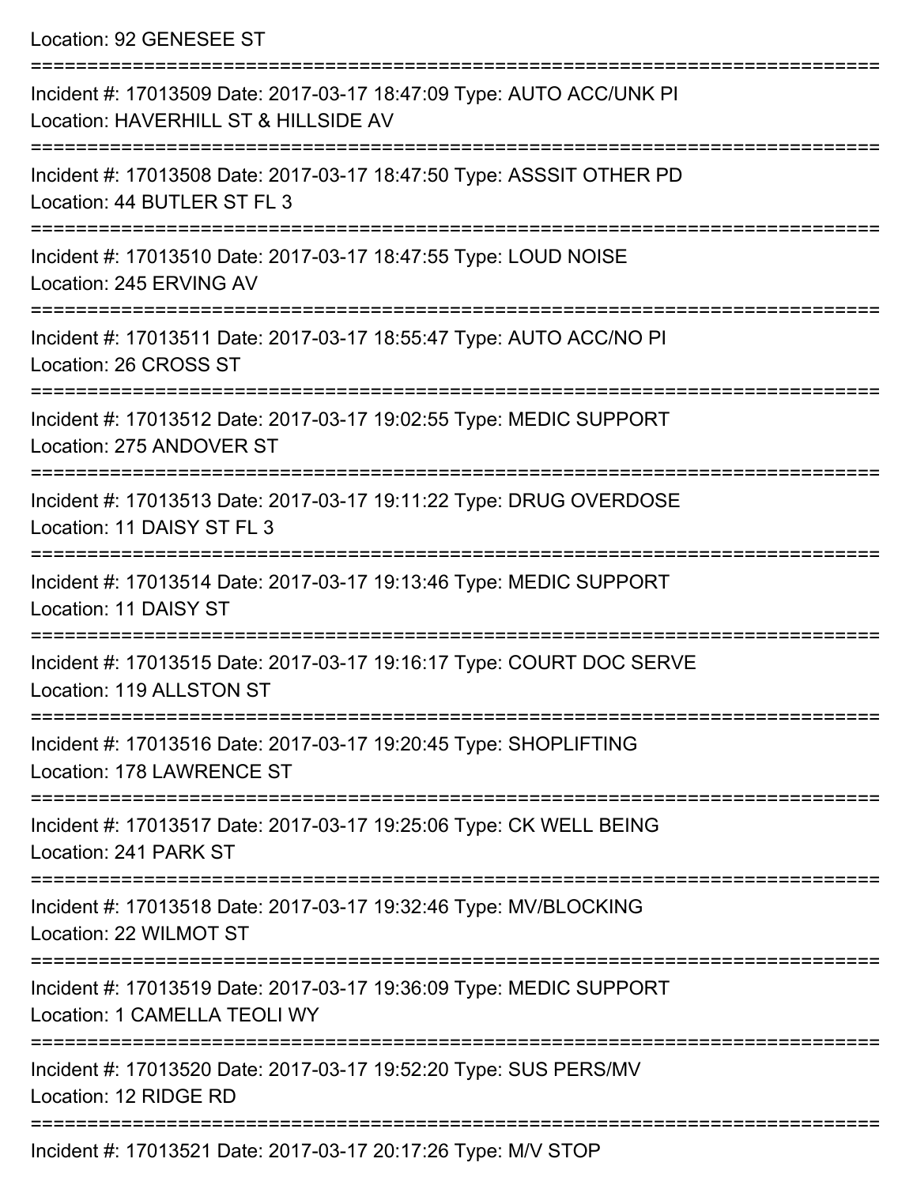Location: 92 GENESEE ST

===========================================================================

Incident #: 17013509 Date: 2017-03-17 18:47:09 Type: AUTO ACC/UNK PI
Location: HAVERHILL ST & HILLSIDE AV

===========================================================================

Incident #: 17013508 Date: 2017-03-17 18:47:50 Type: ASSSIT OTHER PD
Location: 44 BUTLER ST FL 3

===========================================================================

Incident #: 17013510 Date: 2017-03-17 18:47:55 Type: LOUD NOISE
Location: 245 ERVING AV

===========================================================================

Incident #: 17013511 Date: 2017-03-17 18:55:47 Type: AUTO ACC/NO PI
Location: 26 CROSS ST

===========================================================================

Incident #: 17013512 Date: 2017-03-17 19:02:55 Type: MEDIC SUPPORT
Location: 275 ANDOVER ST

===========================================================================

Incident #: 17013513 Date: 2017-03-17 19:11:22 Type: DRUG OVERDOSE
Location: 11 DAISY ST FL 3

===========================================================================

Incident #: 17013514 Date: 2017-03-17 19:13:46 Type: MEDIC SUPPORT
Location: 11 DAISY ST

===========================================================================

Incident #: 17013515 Date: 2017-03-17 19:16:17 Type: COURT DOC SERVE
Location: 119 ALLSTON ST

===========================================================================

Incident #: 17013516 Date: 2017-03-17 19:20:45 Type: SHOPLIFTING
Location: 178 LAWRENCE ST

===========================================================================

Incident #: 17013517 Date: 2017-03-17 19:25:06 Type: CK WELL BEING
Location: 241 PARK ST

===========================================================================

Incident #: 17013518 Date: 2017-03-17 19:32:46 Type: MV/BLOCKING
Location: 22 WILMOT ST

===========================================================================

Incident #: 17013519 Date: 2017-03-17 19:36:09 Type: MEDIC SUPPORT
Location: 1 CAMELLA TEOLI WY

===========================================================================

Incident #: 17013520 Date: 2017-03-17 19:52:20 Type: SUS PERS/MV
Location: 12 RIDGE RD

===========================================================================

Incident #: 17013521 Date: 2017-03-17 20:17:26 Type: M/V STOP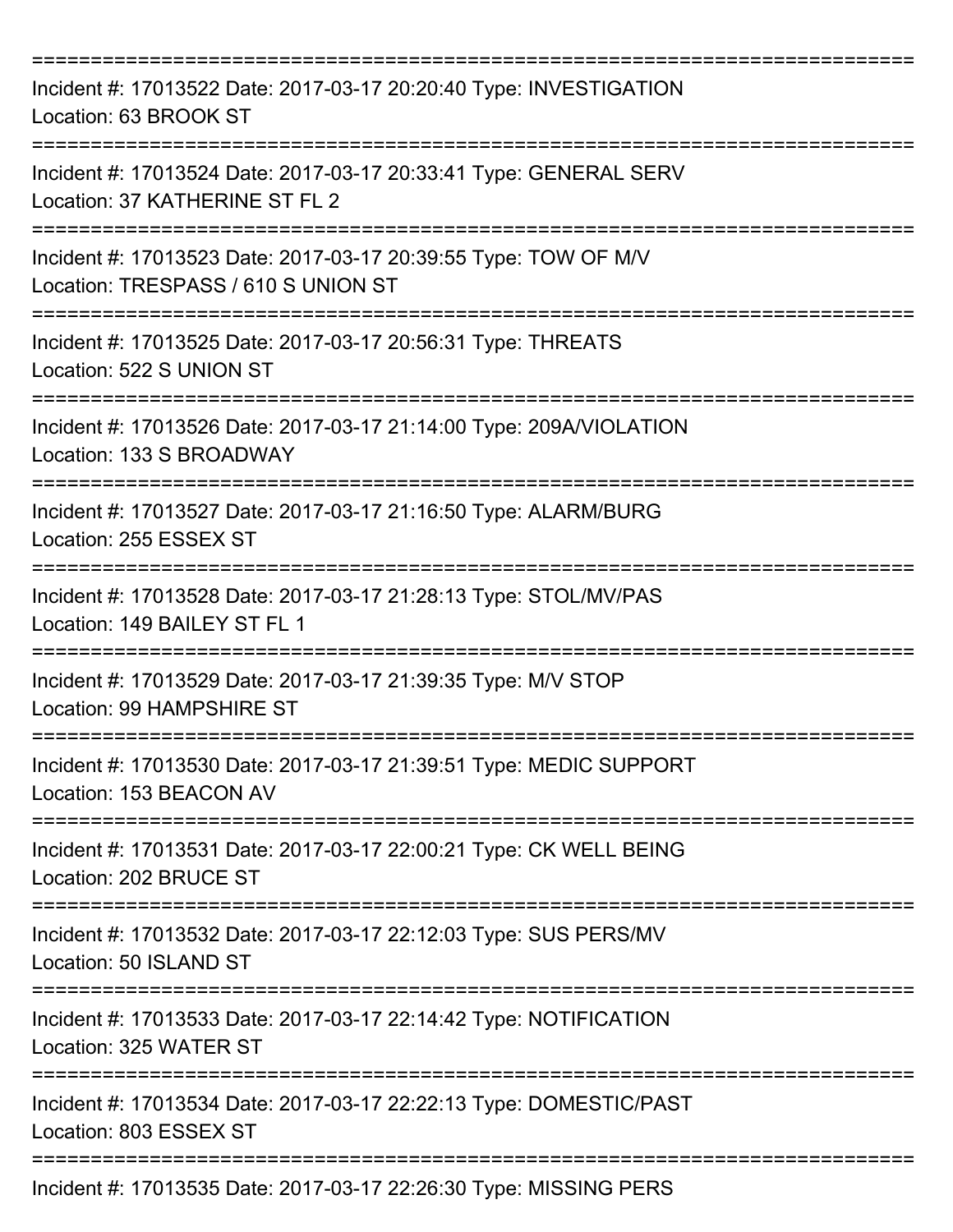===========================================================================

Incident #: 17013522 Date: 2017-03-17 20:20:40 Type: INVESTIGATION
Location: 63 BROOK ST

===========================================================================

Incident #: 17013524 Date: 2017-03-17 20:33:41 Type: GENERAL SERV
Location: 37 KATHERINE ST FL 2

===========================================================================

Incident #: 17013523 Date: 2017-03-17 20:39:55 Type: TOW OF M/V
Location: TRESPASS / 610 S UNION ST

===========================================================================

Incident #: 17013525 Date: 2017-03-17 20:56:31 Type: THREATS
Location: 522 S UNION ST

===========================================================================

Incident #: 17013526 Date: 2017-03-17 21:14:00 Type: 209A/VIOLATION
Location: 133 S BROADWAY

===========================================================================

Incident #: 17013527 Date: 2017-03-17 21:16:50 Type: ALARM/BURG
Location: 255 ESSEX ST

===========================================================================

Incident #: 17013528 Date: 2017-03-17 21:28:13 Type: STOL/MV/PAS
Location: 149 BAILEY ST FL 1

===========================================================================

Incident #: 17013529 Date: 2017-03-17 21:39:35 Type: M/V STOP
Location: 99 HAMPSHIRE ST

===========================================================================

Incident #: 17013530 Date: 2017-03-17 21:39:51 Type: MEDIC SUPPORT
Location: 153 BEACON AV

===========================================================================

Incident #: 17013531 Date: 2017-03-17 22:00:21 Type: CK WELL BEING
Location: 202 BRUCE ST

===========================================================================

Incident #: 17013532 Date: 2017-03-17 22:12:03 Type: SUS PERS/MV
Location: 50 ISLAND ST

===========================================================================

Incident #: 17013533 Date: 2017-03-17 22:14:42 Type: NOTIFICATION
Location: 325 WATER ST

===========================================================================

Incident #: 17013534 Date: 2017-03-17 22:22:13 Type: DOMESTIC/PAST
Location: 803 ESSEX ST

===========================================================================

Incident #: 17013535 Date: 2017-03-17 22:26:30 Type: MISSING PERS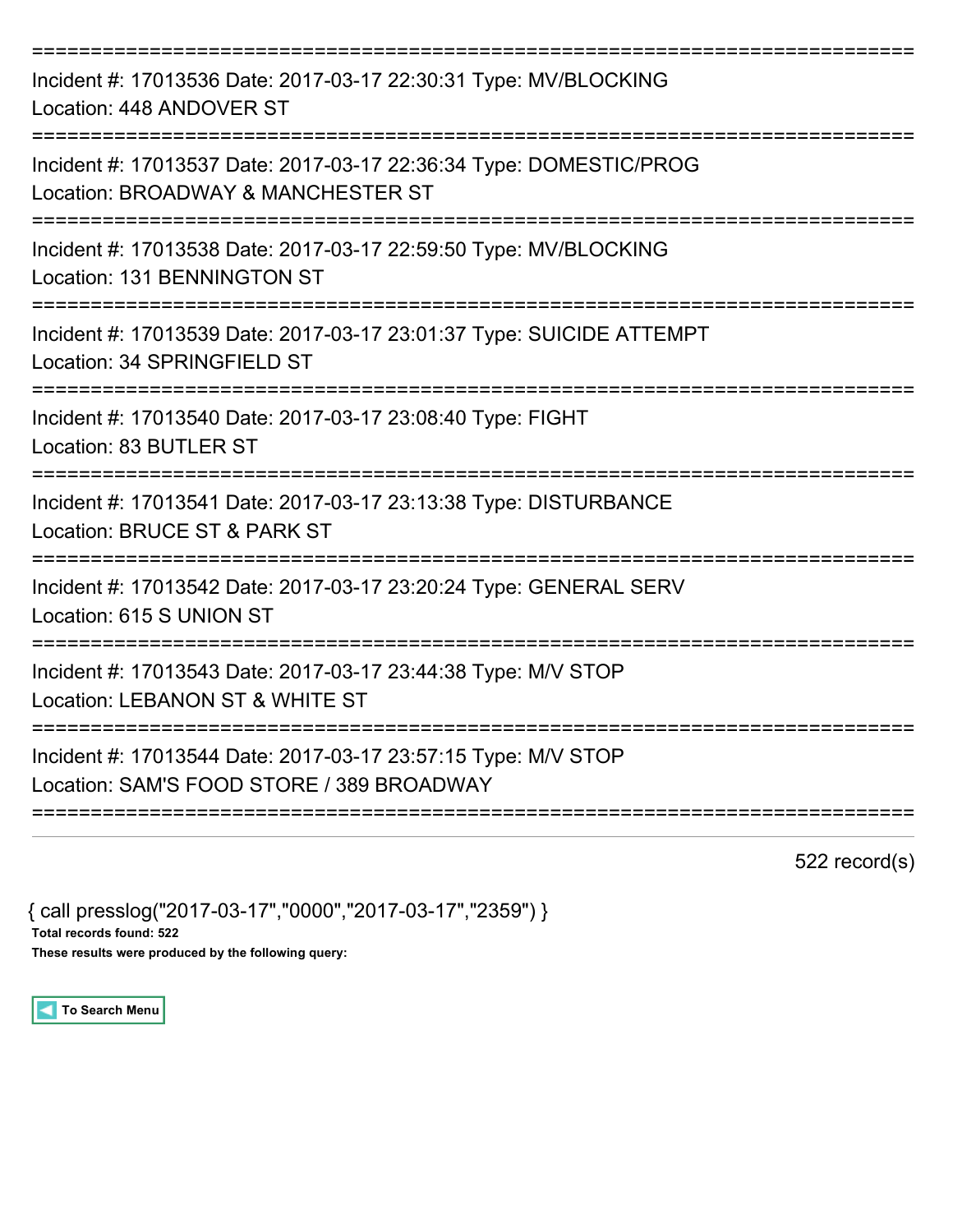===========================================================================

Incident #: 17013536 Date: 2017-03-17 22:30:31 Type: MV/BLOCKING
Location: 448 ANDOVER ST

===========================================================================

Incident #: 17013537 Date: 2017-03-17 22:36:34 Type: DOMESTIC/PROG
Location: BROADWAY & MANCHESTER ST

===========================================================================

Incident #: 17013538 Date: 2017-03-17 22:59:50 Type: MV/BLOCKING
Location: 131 BENNINGTON ST

===========================================================================

Incident #: 17013539 Date: 2017-03-17 23:01:37 Type: SUICIDE ATTEMPT
Location: 34 SPRINGFIELD ST

===========================================================================

Incident #: 17013540 Date: 2017-03-17 23:08:40 Type: FIGHT
Location: 83 BUTLER ST

===========================================================================

Incident #: 17013541 Date: 2017-03-17 23:13:38 Type: DISTURBANCE
Location: BRUCE ST & PARK ST

===========================================================================

Incident #: 17013542 Date: 2017-03-17 23:20:24 Type: GENERAL SERV
Location: 615 S UNION ST

===========================================================================

Incident #: 17013543 Date: 2017-03-17 23:44:38 Type: M/V STOP
Location: LEBANON ST & WHITE ST

===========================================================================

Incident #: 17013544 Date: 2017-03-17 23:57:15 Type: M/V STOP
Location: SAM'S FOOD STORE / 389 BROADWAY

===========================================================================

522 record(s)

{ call presslog("2017-03-17","0000","2017-03-17","2359") }

**Total records found: 522**

**These results were produced by the following query:**

To Search Menu